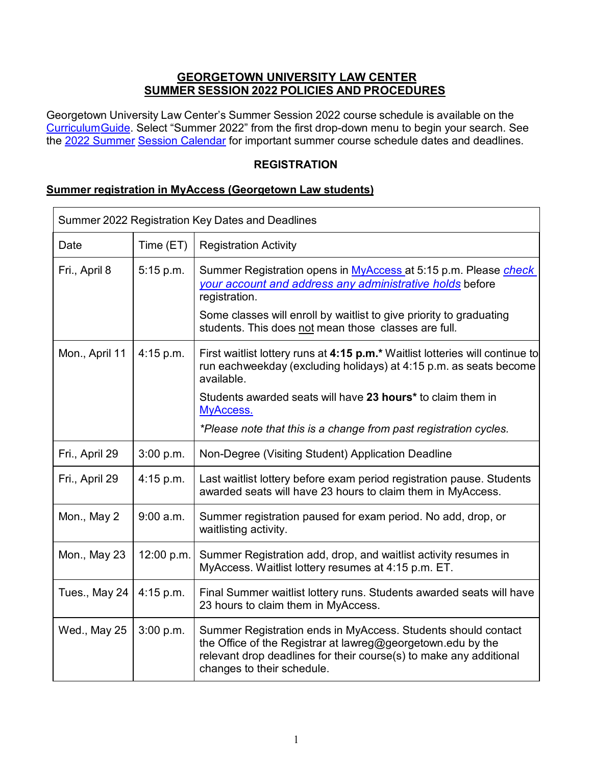# GEORGETOWN UNIVERSITY LAW CENTER
# SUMMER SESSION 2022 POLICIES AND PROCEDURES

Georgetown University Law Center's Summer Session 2022 course schedule is available on the [CurriculumGuide](). Select "Summer 2022" from the first drop-down menu to begin your search. See the [2022 Summer Session Calendar]() for important summer course schedule dates and deadlines.

## REGISTRATION

### Summer registration in MyAccess (Georgetown Law students)

| Summer 2022 Registration Key Dates and Deadlines | | |
|---|---|---|
| Date | Time (ET) | Registration Activity |
| Fri., April 8 | 5:15 p.m. | Summer Registration opens in [MyAccess]() at 5:15 p.m. Please [*check your account and address any administrative holds*]() before registration.<br><br>Some classes will enroll by waitlist to give priority to graduating students. This does not mean those classes are full. |
| Mon., April 11 | 4:15 p.m. | First waitlist lottery runs at **4:15 p.m.*** Waitlist lotteries will continue to run eachweekday (excluding holidays) at 4:15 p.m. as seats become available.<br><br>Students awarded seats will have **23 hours*** to claim them in [MyAccess.]()<br><br>*\*Please note that this is a change from past registration cycles.* |
| Fri., April 29 | 3:00 p.m. | Non-Degree (Visiting Student) Application Deadline |
| Fri., April 29 | 4:15 p.m. | Last waitlist lottery before exam period registration pause. Students awarded seats will have 23 hours to claim them in MyAccess. |
| Mon., May 2 | 9:00 a.m. | Summer registration paused for exam period. No add, drop, or waitlisting activity. |
| Mon., May 23 | 12:00 p.m. | Summer Registration add, drop, and waitlist activity resumes in MyAccess. Waitlist lottery resumes at 4:15 p.m. ET. |
| Tues., May 24 | 4:15 p.m. | Final Summer waitlist lottery runs. Students awarded seats will have 23 hours to claim them in MyAccess. |
| Wed., May 25 | 3:00 p.m. | Summer Registration ends in MyAccess. Students should contact the Office of the Registrar at lawreg@georgetown.edu by the relevant drop deadlines for their course(s) to make any additional changes to their schedule. |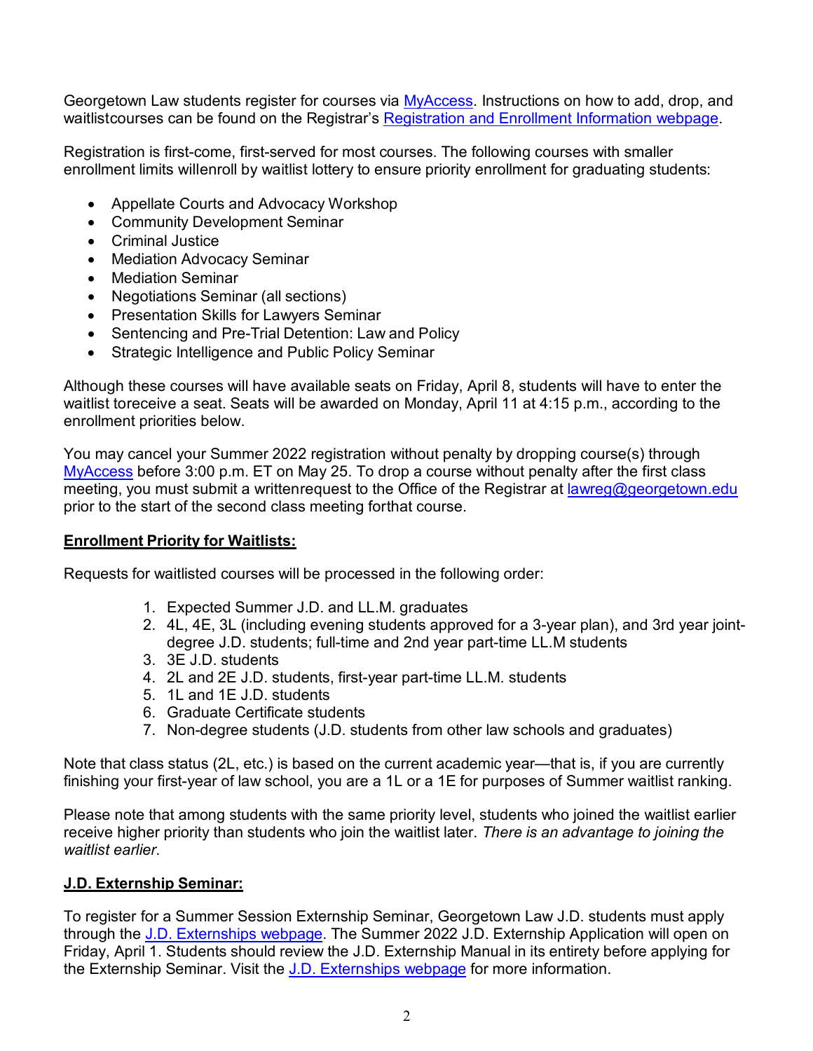Georgetown Law students register for courses via [MyAccess](). Instructions on how to add, drop, and waitlistcourses can be found on the Registrar's [Registration and Enrollment Information webpage]().

Registration is first-come, first-served for most courses. The following courses with smaller enrollment limits willenroll by waitlist lottery to ensure priority enrollment for graduating students:

- Appellate Courts and Advocacy Workshop
- Community Development Seminar
- Criminal Justice
- Mediation Advocacy Seminar
- Mediation Seminar
- Negotiations Seminar (all sections)
- Presentation Skills for Lawyers Seminar
- Sentencing and Pre-Trial Detention: Law and Policy
- Strategic Intelligence and Public Policy Seminar

Although these courses will have available seats on Friday, April 8, students will have to enter the waitlist toreceive a seat. Seats will be awarded on Monday, April 11 at 4:15 p.m., according to the enrollment priorities below.

You may cancel your Summer 2022 registration without penalty by dropping course(s) through [MyAccess]() before 3:00 p.m. ET on May 25. To drop a course without penalty after the first class meeting, you must submit a writtenrequest to the Office of the Registrar at [lawreg@georgetown.edu]() prior to the start of the second class meeting forthat course.

**Enrollment Priority for Waitlists:**

Requests for waitlisted courses will be processed in the following order:

1. Expected Summer J.D. and LL.M. graduates
2. 4L, 4E, 3L (including evening students approved for a 3-year plan), and 3rd year joint-degree J.D. students; full-time and 2nd year part-time LL.M students
3. 3E J.D. students
4. 2L and 2E J.D. students, first-year part-time LL.M. students
5. 1L and 1E J.D. students
6. Graduate Certificate students
7. Non-degree students (J.D. students from other law schools and graduates)

Note that class status (2L, etc.) is based on the current academic year—that is, if you are currently finishing your first-year of law school, you are a 1L or a 1E for purposes of Summer waitlist ranking.

Please note that among students with the same priority level, students who joined the waitlist earlier receive higher priority than students who join the waitlist later. *There is an advantage to joining the waitlist earlier.*

**J.D. Externship Seminar:**

To register for a Summer Session Externship Seminar, Georgetown Law J.D. students must apply through the [J.D. Externships webpage](). The Summer 2022 J.D. Externship Application will open on Friday, April 1. Students should review the J.D. Externship Manual in its entirety before applying for the Externship Seminar. Visit the [J.D. Externships webpage]() for more information.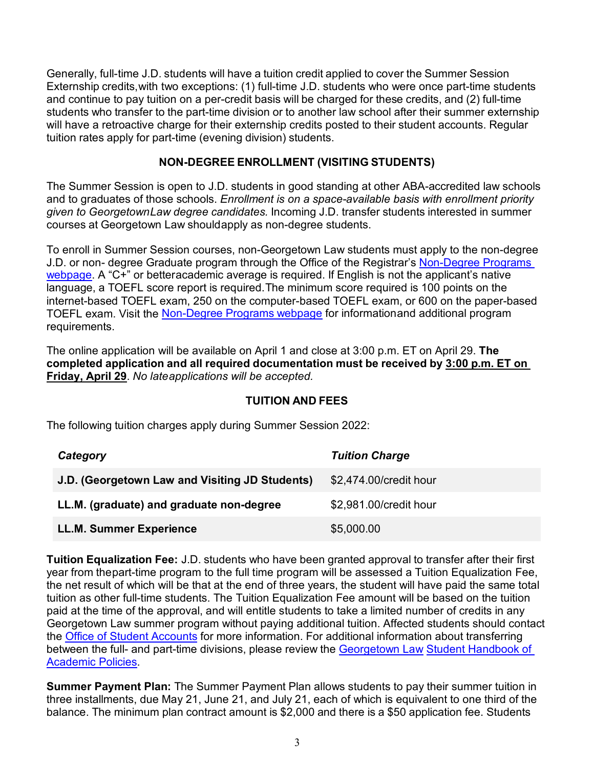Generally, full-time J.D. students will have a tuition credit applied to cover the Summer Session Externship credits, with two exceptions: (1) full-time J.D. students who were once part-time students and continue to pay tuition on a per-credit basis will be charged for these credits, and (2) full-time students who transfer to the part-time division or to another law school after their summer externship will have a retroactive charge for their externship credits posted to their student accounts. Regular tuition rates apply for part-time (evening division) students.

## NON-DEGREE ENROLLMENT (VISITING STUDENTS)

The Summer Session is open to J.D. students in good standing at other ABA-accredited law schools and to graduates of those schools. *Enrollment is on a space-available basis with enrollment priority given to Georgetown Law degree candidates.* Incoming J.D. transfer students interested in summer courses at Georgetown Law should apply as non-degree students.

To enroll in Summer Session courses, non-Georgetown Law students must apply to the non-degree J.D. or non- degree Graduate program through the Office of the Registrar's Non-Degree Programs webpage. A "C+" or better academic average is required. If English is not the applicant's native language, a TOEFL score report is required. The minimum score required is 100 points on the internet-based TOEFL exam, 250 on the computer-based TOEFL exam, or 600 on the paper-based TOEFL exam. Visit the Non-Degree Programs webpage for information and additional program requirements.

The online application will be available on April 1 and close at 3:00 p.m. ET on April 29. **The completed application and all required documentation must be received by 3:00 p.m. ET on Friday, April 29**. *No late applications will be accepted.*

## TUITION AND FEES

The following tuition charges apply during Summer Session 2022:

| *Category* | *Tuition Charge* |
|---|---|
| **J.D. (Georgetown Law and Visiting JD Students)** | $2,474.00/credit hour |
| **LL.M. (graduate) and graduate non-degree** | $2,981.00/credit hour |
| **LL.M. Summer Experience** | $5,000.00 |

**Tuition Equalization Fee:** J.D. students who have been granted approval to transfer after their first year from the part-time program to the full time program will be assessed a Tuition Equalization Fee, the net result of which will be that at the end of three years, the student will have paid the same total tuition as other full-time students. The Tuition Equalization Fee amount will be based on the tuition paid at the time of the approval, and will entitle students to take a limited number of credits in any Georgetown Law summer program without paying additional tuition. Affected students should contact the Office of Student Accounts for more information. For additional information about transferring between the full- and part-time divisions, please review the Georgetown Law Student Handbook of Academic Policies.

**Summer Payment Plan:** The Summer Payment Plan allows students to pay their summer tuition in three installments, due May 21, June 21, and July 21, each of which is equivalent to one third of the balance. The minimum plan contract amount is $2,000 and there is a $50 application fee. Students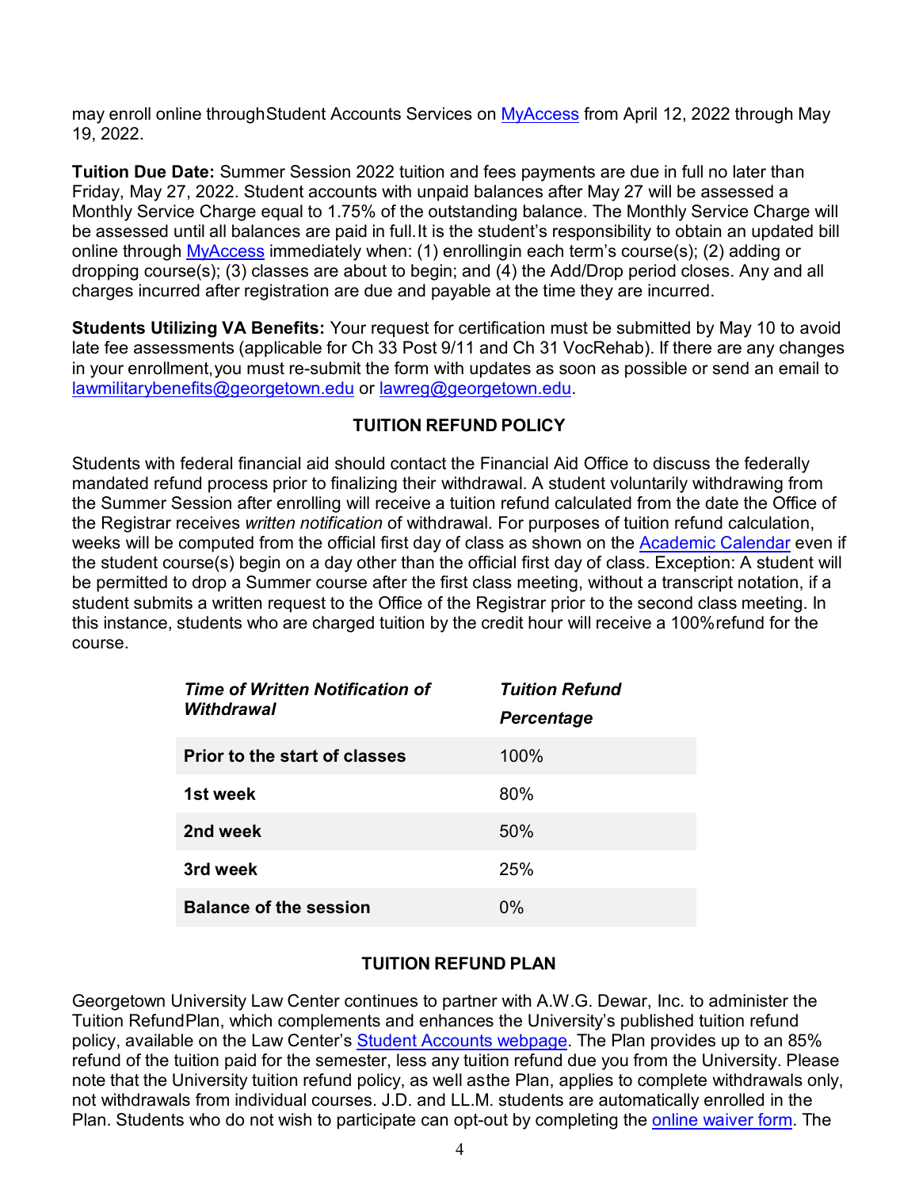may enroll online through Student Accounts Services on [MyAccess](#) from April 12, 2022 through May 19, 2022.

**Tuition Due Date:** Summer Session 2022 tuition and fees payments are due in full no later than Friday, May 27, 2022. Student accounts with unpaid balances after May 27 will be assessed a Monthly Service Charge equal to 1.75% of the outstanding balance. The Monthly Service Charge will be assessed until all balances are paid in full. It is the student's responsibility to obtain an updated bill online through MyAccess immediately when: (1) enrolling in each term's course(s); (2) adding or dropping course(s); (3) classes are about to begin; and (4) the Add/Drop period closes. Any and all charges incurred after registration are due and payable at the time they are incurred.

**Students Utilizing VA Benefits:** Your request for certification must be submitted by May 10 to avoid late fee assessments (applicable for Ch 33 Post 9/11 and Ch 31 VocRehab). If there are any changes in your enrollment, you must re-submit the form with updates as soon as possible or send an email to lawmilitarybenefits@georgetown.edu or lawreg@georgetown.edu.

## TUITION REFUND POLICY

Students with federal financial aid should contact the Financial Aid Office to discuss the federally mandated refund process prior to finalizing their withdrawal. A student voluntarily withdrawing from the Summer Session after enrolling will receive a tuition refund calculated from the date the Office of the Registrar receives *written notification* of withdrawal. For purposes of tuition refund calculation, weeks will be computed from the official first day of class as shown on the Academic Calendar even if the student course(s) begin on a day other than the official first day of class. Exception: A student will be permitted to drop a Summer course after the first class meeting, without a transcript notation, if a student submits a written request to the Office of the Registrar prior to the second class meeting. In this instance, students who are charged tuition by the credit hour will receive a 100% refund for the course.

| ***Time of Written Notification of Withdrawal*** | ***Tuition Refund Percentage*** |
|---|---|
| **Prior to the start of classes** | 100% |
| **1st week** | 80% |
| **2nd week** | 50% |
| **3rd week** | 25% |
| **Balance of the session** | 0% |

## TUITION REFUND PLAN

Georgetown University Law Center continues to partner with A.W.G. Dewar, Inc. to administer the Tuition Refund Plan, which complements and enhances the University's published tuition refund policy, available on the Law Center's Student Accounts webpage. The Plan provides up to an 85% refund of the tuition paid for the semester, less any tuition refund due you from the University. Please note that the University tuition refund policy, as well as the Plan, applies to complete withdrawals only, not withdrawals from individual courses. J.D. and LL.M. students are automatically enrolled in the Plan. Students who do not wish to participate can opt-out by completing the online waiver form. The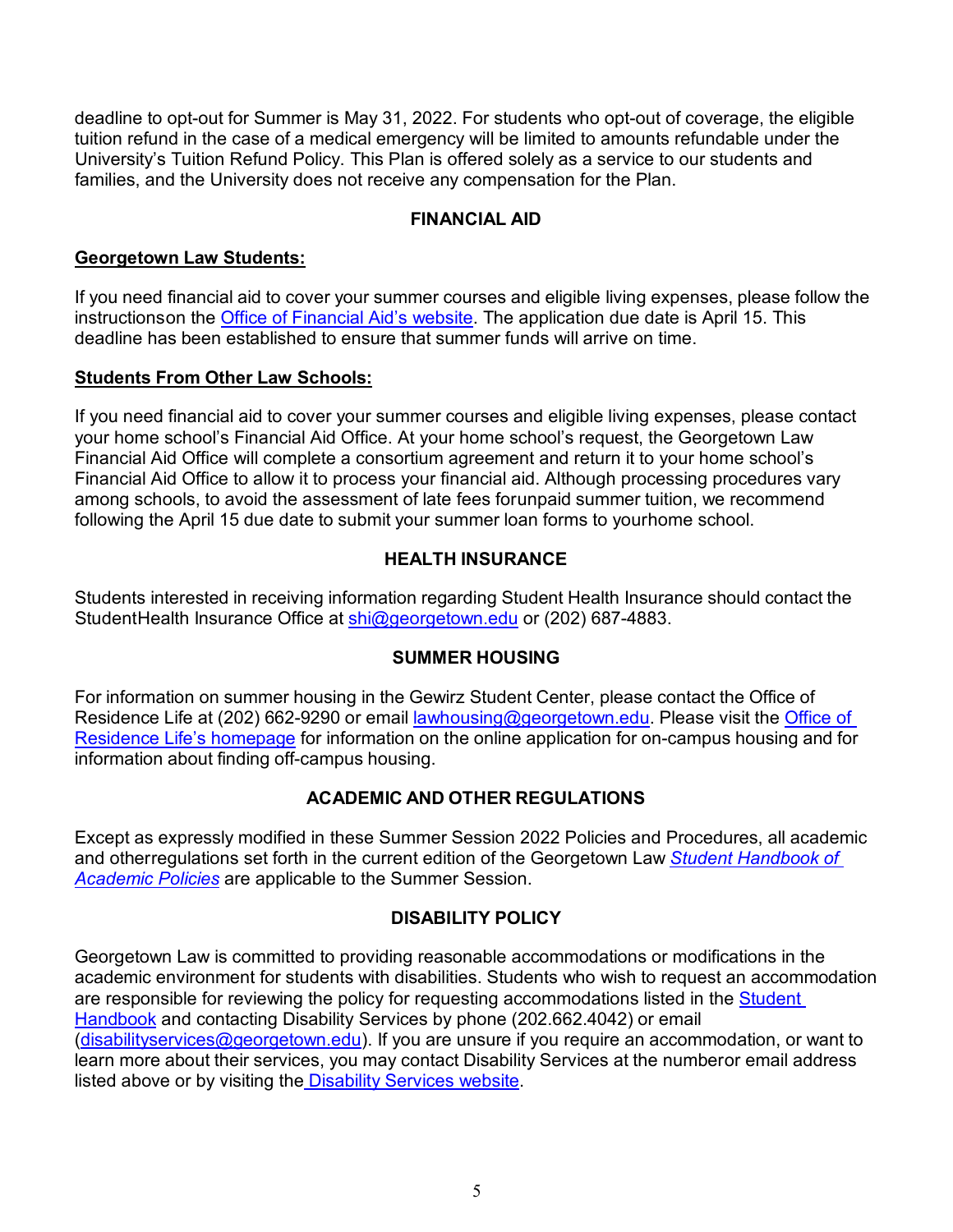deadline to opt-out for Summer is May 31, 2022. For students who opt-out of coverage, the eligible tuition refund in the case of a medical emergency will be limited to amounts refundable under the University's Tuition Refund Policy. This Plan is offered solely as a service to our students and families, and the University does not receive any compensation for the Plan.

## FINANCIAL AID

**Georgetown Law Students:**

If you need financial aid to cover your summer courses and eligible living expenses, please follow the instructionson the Office of Financial Aid's website. The application due date is April 15. This deadline has been established to ensure that summer funds will arrive on time.

**Students From Other Law Schools:**

If you need financial aid to cover your summer courses and eligible living expenses, please contact your home school's Financial Aid Office. At your home school's request, the Georgetown Law Financial Aid Office will complete a consortium agreement and return it to your home school's Financial Aid Office to allow it to process your financial aid. Although processing procedures vary among schools, to avoid the assessment of late fees forunpaid summer tuition, we recommend following the April 15 due date to submit your summer loan forms to yourhome school.

## HEALTH INSURANCE

Students interested in receiving information regarding Student Health Insurance should contact the StudentHealth Insurance Office at shi@georgetown.edu or (202) 687-4883.

## SUMMER HOUSING

For information on summer housing in the Gewirz Student Center, please contact the Office of Residence Life at (202) 662-9290 or email lawhousing@georgetown.edu. Please visit the Office of Residence Life's homepage for information on the online application for on-campus housing and for information about finding off-campus housing.

## ACADEMIC AND OTHER REGULATIONS

Except as expressly modified in these Summer Session 2022 Policies and Procedures, all academic and otherregulations set forth in the current edition of the Georgetown Law *Student Handbook of Academic Policies* are applicable to the Summer Session.

## DISABILITY POLICY

Georgetown Law is committed to providing reasonable accommodations or modifications in the academic environment for students with disabilities. Students who wish to request an accommodation are responsible for reviewing the policy for requesting accommodations listed in the Student Handbook and contacting Disability Services by phone (202.662.4042) or email (disabilityservices@georgetown.edu). If you are unsure if you require an accommodation, or want to learn more about their services, you may contact Disability Services at the numberor email address listed above or by visiting the Disability Services website.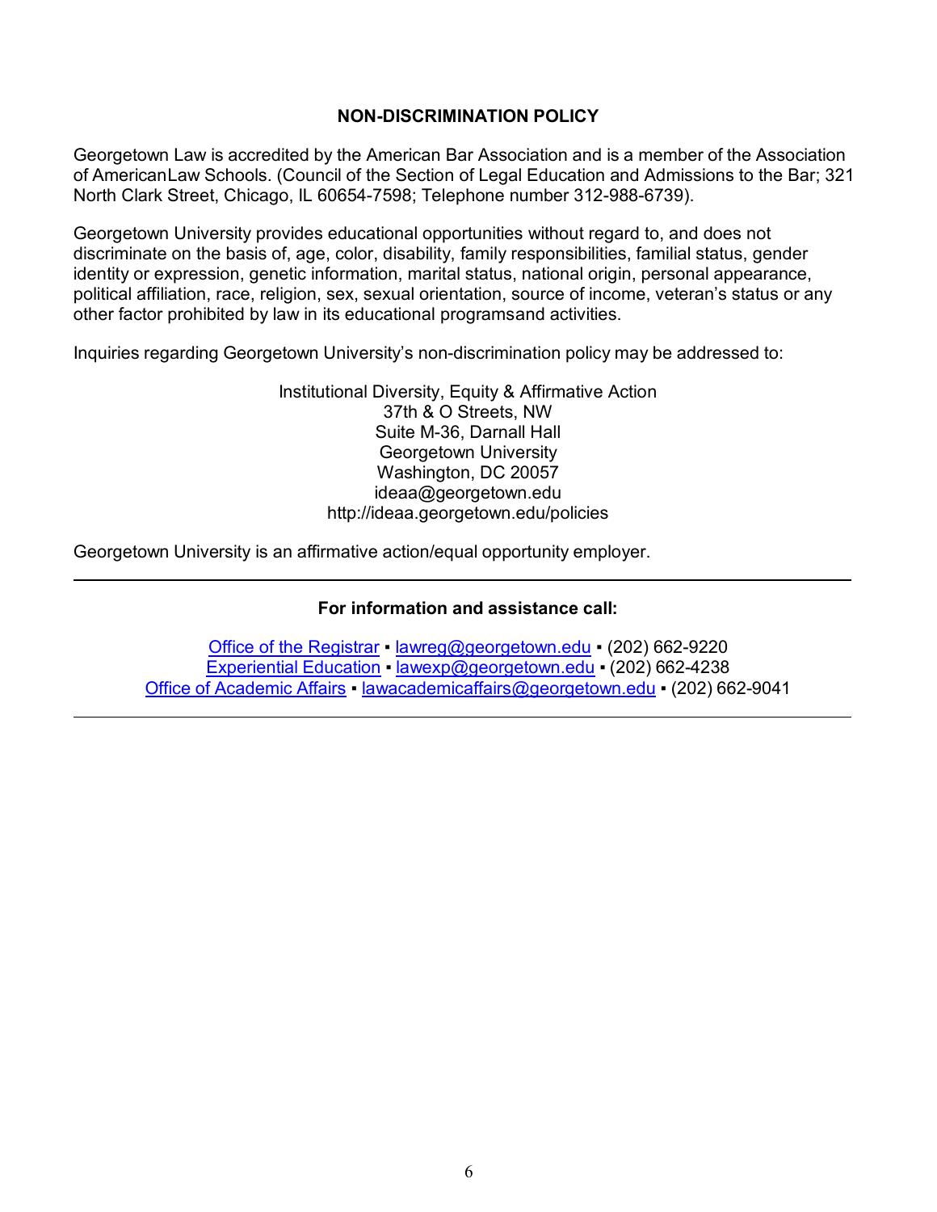## NON-DISCRIMINATION POLICY

Georgetown Law is accredited by the American Bar Association and is a member of the Association of AmericanLaw Schools. (Council of the Section of Legal Education and Admissions to the Bar; 321 North Clark Street, Chicago, IL 60654-7598; Telephone number 312-988-6739).

Georgetown University provides educational opportunities without regard to, and does not discriminate on the basis of, age, color, disability, family responsibilities, familial status, gender identity or expression, genetic information, marital status, national origin, personal appearance, political affiliation, race, religion, sex, sexual orientation, source of income, veteran's status or any other factor prohibited by law in its educational programsand activities.

Inquiries regarding Georgetown University's non-discrimination policy may be addressed to:

Institutional Diversity, Equity & Affirmative Action
37th & O Streets, NW
Suite M-36, Darnall Hall
Georgetown University
Washington, DC 20057
ideaa@georgetown.edu
http://ideaa.georgetown.edu/policies

Georgetown University is an affirmative action/equal opportunity employer.

---

**For information and assistance call:**

Office of the Registrar ▪ lawreg@georgetown.edu ▪ (202) 662-9220
Experiential Education ▪ lawexp@georgetown.edu ▪ (202) 662-4238
Office of Academic Affairs ▪ lawacademicaffairs@georgetown.edu ▪ (202) 662-9041

---